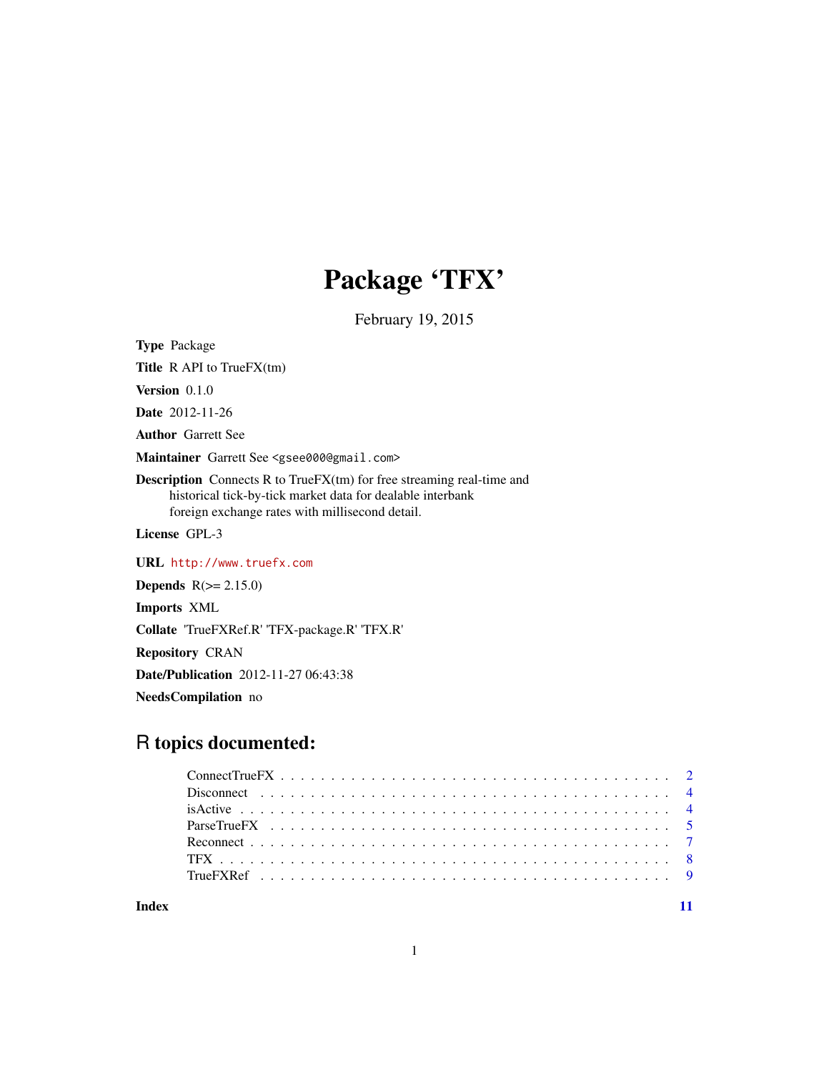# Package 'TFX'

February 19, 2015

**Type** Package

**Title** R API to TrueFX(tm)

**Version** 0.1.0

**Date** 2012-11-26

**Author** Garrett See

**Maintainer** Garrett See <gsee000@gmail.com>

**Description** Connects R to TrueFX(tm) for free streaming real-time and historical tick-by-tick market data for dealable interbank foreign exchange rates with millisecond detail.

**License** GPL-3

**URL** http://www.truefx.com

**Depends** R(>= 2.15.0)

**Imports** XML

**Collate** 'TrueFXRef.R' 'TFX-package.R' 'TFX.R'

**Repository** CRAN

**Date/Publication** 2012-11-27 06:43:38

**NeedsCompilation** no

## R topics documented:

- ConnectTrueFX . . . 2
- Disconnect . . . 4
- isActive . . . 4
- ParseTrueFX . . . 5
- Reconnect . . . 7
- TFX . . . 8
- TrueFXRef . . . 9

**Index** 11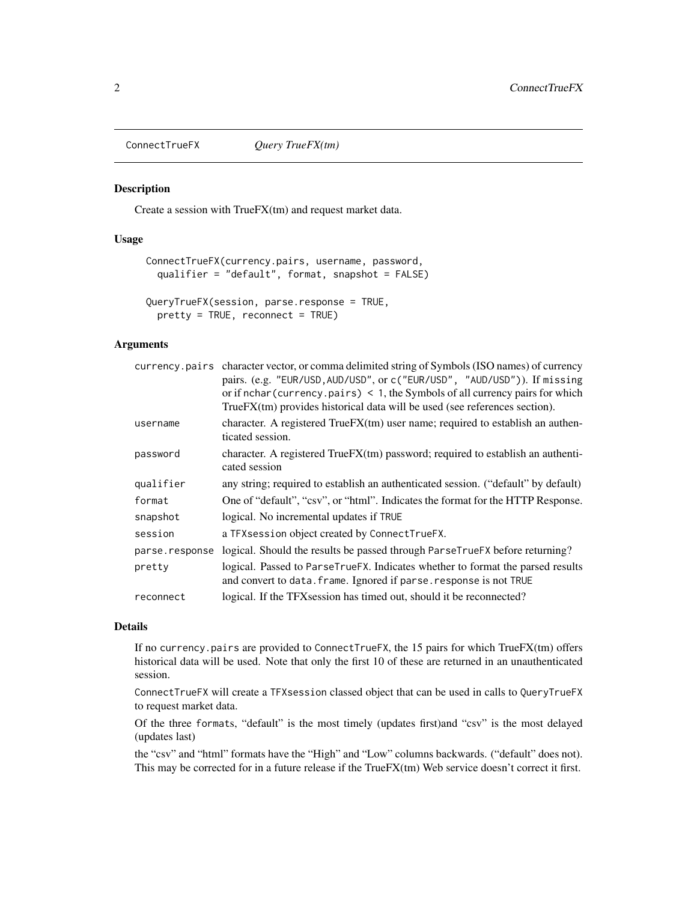ConnectTrueFX *Query TrueFX(tm)*

## Description

Create a session with TrueFX(tm) and request market data.

## Usage

```
ConnectTrueFX(currency.pairs, username, password,
  qualifier = "default", format, snapshot = FALSE)

QueryTrueFX(session, parse.response = TRUE,
  pretty = TRUE, reconnect = TRUE)
```

## Arguments

| | |
|---|---|
| currency.pairs | character vector, or comma delimited string of Symbols (ISO names) of currency pairs. (e.g. "EUR/USD,AUD/USD", or c("EUR/USD", "AUD/USD")). If missing or if nchar(currency.pairs) < 1, the Symbols of all currency pairs for which TrueFX(tm) provides historical data will be used (see references section). |
| username | character. A registered TrueFX(tm) user name; required to establish an authenticated session. |
| password | character. A registered TrueFX(tm) password; required to establish an authenticated session |
| qualifier | any string; required to establish an authenticated session. ("default" by default) |
| format | One of "default", "csv", or "html". Indicates the format for the HTTP Response. |
| snapshot | logical. No incremental updates if TRUE |
| session | a TFXsession object created by ConnectTrueFX. |
| parse.response | logical. Should the results be passed through ParseTrueFX before returning? |
| pretty | logical. Passed to ParseTrueFX. Indicates whether to format the parsed results and convert to data.frame. Ignored if parse.response is not TRUE |
| reconnect | logical. If the TFXsession has timed out, should it be reconnected? |

## Details

If no currency.pairs are provided to ConnectTrueFX, the 15 pairs for which TrueFX(tm) offers historical data will be used. Note that only the first 10 of these are returned in an unauthenticated session.

ConnectTrueFX will create a TFXsession classed object that can be used in calls to QueryTrueFX to request market data.

Of the three formats, "default" is the most timely (updates first)and "csv" is the most delayed (updates last)

the "csv" and "html" formats have the "High" and "Low" columns backwards. ("default" does not). This may be corrected for in a future release if the TrueFX(tm) Web service doesn't correct it first.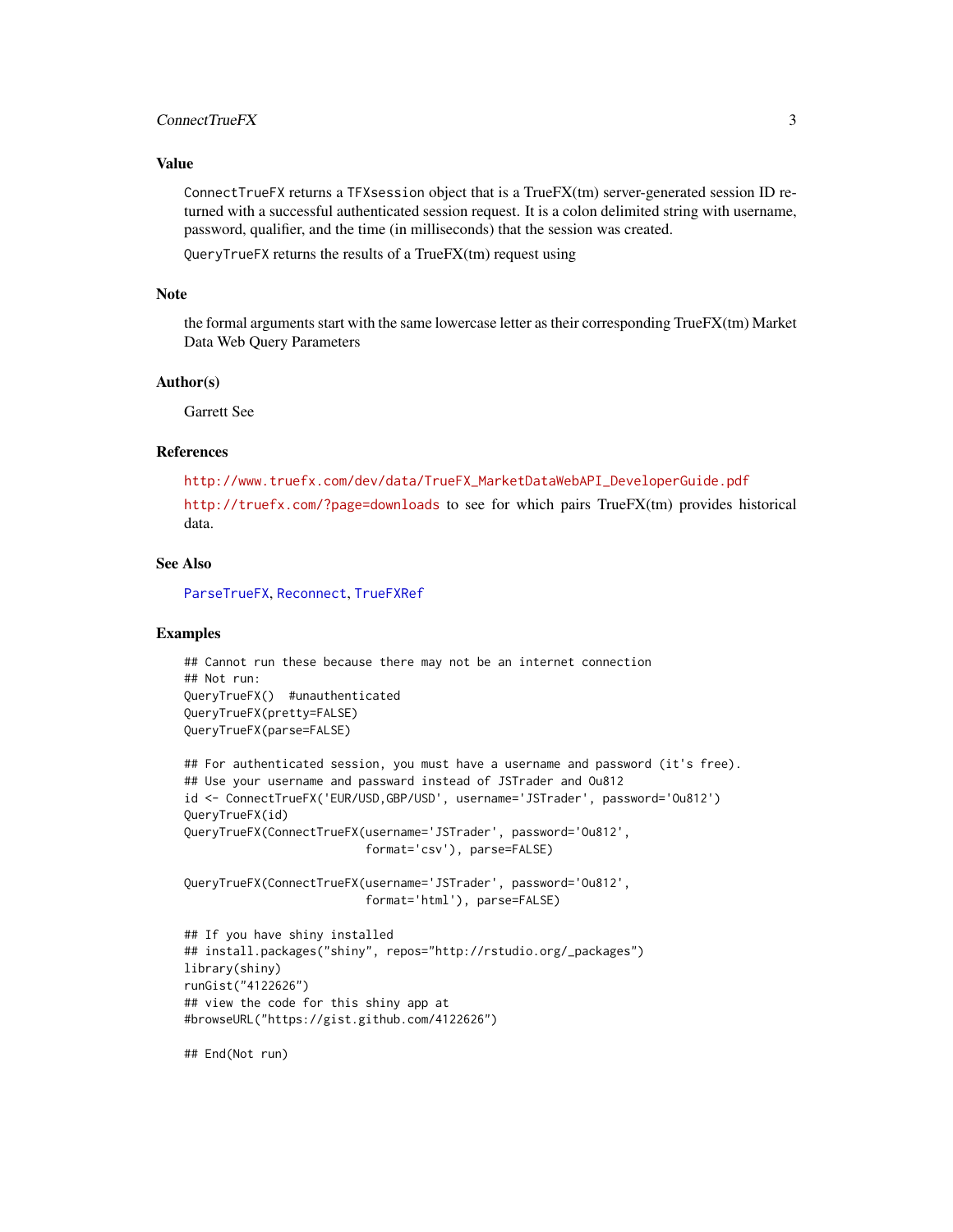### Value

`ConnectTrueFX` returns a `TFXsession` object that is a TrueFX(tm) server-generated session ID returned with a successful authenticated session request. It is a colon delimited string with username, password, qualifier, and the time (in milliseconds) that the session was created.

`QueryTrueFX` returns the results of a TrueFX(tm) request using

### Note

the formal arguments start with the same lowercase letter as their corresponding TrueFX(tm) Market Data Web Query Parameters

### Author(s)

Garrett See

### References

http://www.truefx.com/dev/data/TrueFX_MarketDataWebAPI_DeveloperGuide.pdf

http://truefx.com/?page=downloads to see for which pairs TrueFX(tm) provides historical data.

### See Also

ParseTrueFX, Reconnect, TrueFXRef

### Examples

```
## Cannot run these because there may not be an internet connection
## Not run:
QueryTrueFX()  #unauthenticated
QueryTrueFX(pretty=FALSE)
QueryTrueFX(parse=FALSE)

## For authenticated session, you must have a username and password (it's free).
## Use your username and passward instead of JSTrader and Ou812
id <- ConnectTrueFX('EUR/USD,GBP/USD', username='JSTrader', password='Ou812')
QueryTrueFX(id)
QueryTrueFX(ConnectTrueFX(username='JSTrader', password='Ou812',
                          format='csv'), parse=FALSE)

QueryTrueFX(ConnectTrueFX(username='JSTrader', password='Ou812',
                          format='html'), parse=FALSE)

## If you have shiny installed
## install.packages("shiny", repos="http://rstudio.org/_packages")
library(shiny)
runGist("4122626")
## view the code for this shiny app at
#browseURL("https://gist.github.com/4122626")

## End(Not run)
```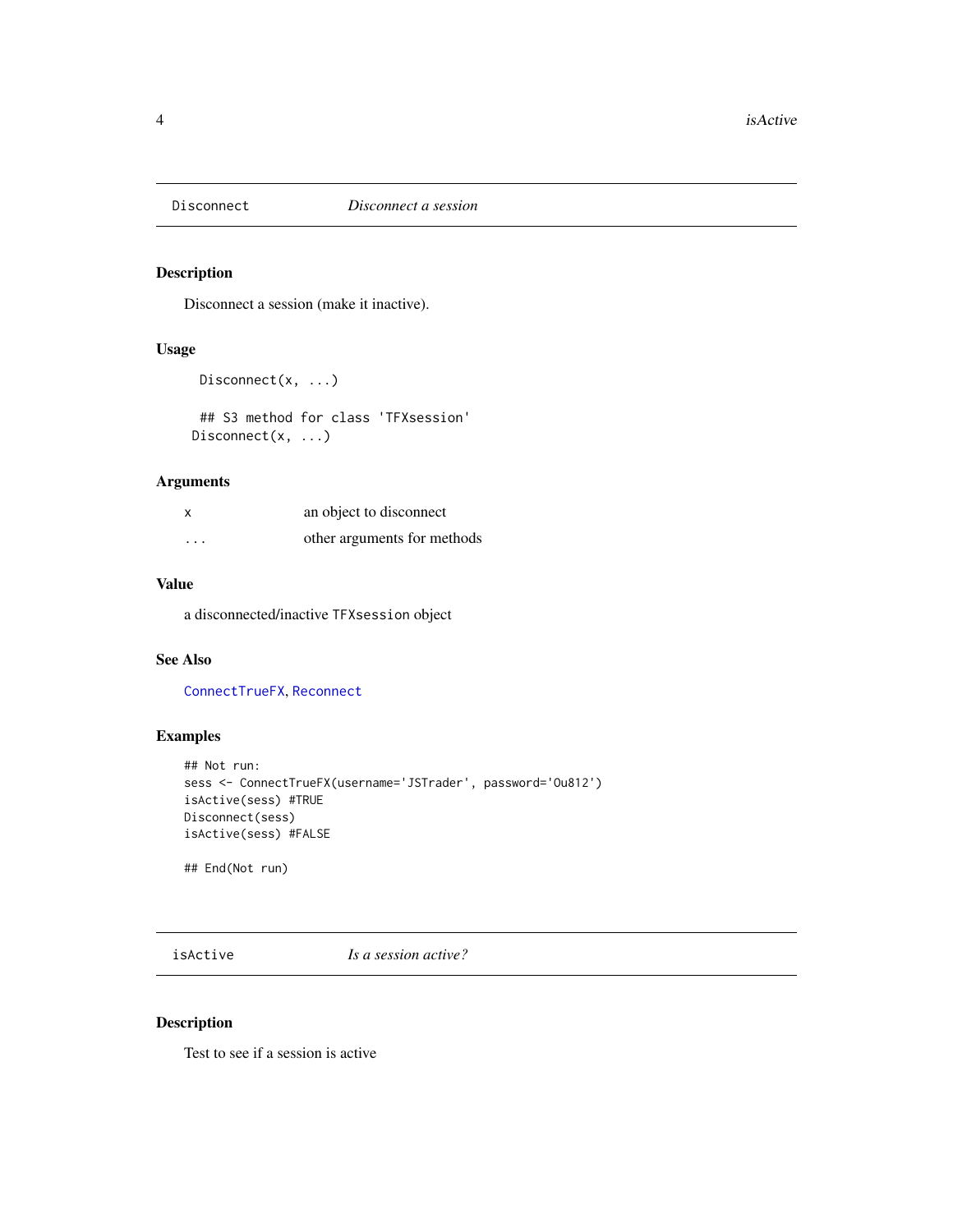## Disconnect — *Disconnect a session*

### Description

Disconnect a session (make it inactive).

### Usage

```
Disconnect(x, ...)

## S3 method for class 'TFXsession'
Disconnect(x, ...)
```

### Arguments

| | |
|---|---|
| x | an object to disconnect |
| ... | other arguments for methods |

### Value

a disconnected/inactive `TFXsession` object

### See Also

ConnectTrueFX, Reconnect

### Examples

```
## Not run:
sess <- ConnectTrueFX(username='JSTrader', password='Ou812')
isActive(sess) #TRUE
Disconnect(sess)
isActive(sess) #FALSE

## End(Not run)
```

## isActive — *Is a session active?*

### Description

Test to see if a session is active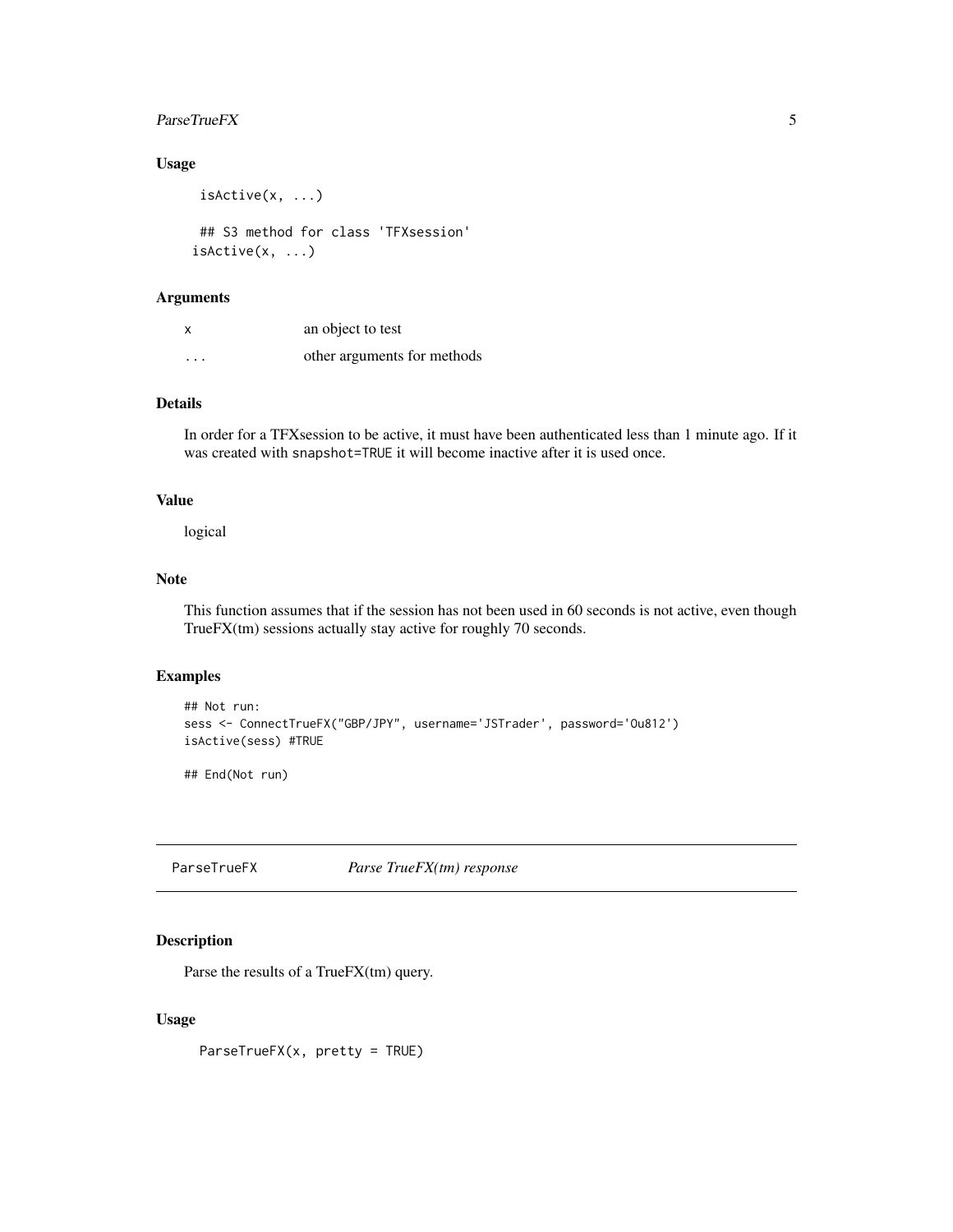### Usage

```
isActive(x, ...)

## S3 method for class 'TFXsession'
isActive(x, ...)
```

### Arguments

| | |
|---|---|
| x | an object to test |
| ... | other arguments for methods |

### Details

In order for a TFXsession to be active, it must have been authenticated less than 1 minute ago. If it was created with `snapshot=TRUE` it will become inactive after it is used once.

### Value

logical

### Note

This function assumes that if the session has not been used in 60 seconds is not active, even though TrueFX(tm) sessions actually stay active for roughly 70 seconds.

### Examples

```
## Not run:
sess <- ConnectTrueFX("GBP/JPY", username='JSTrader', password='Ou812')
isActive(sess) #TRUE

## End(Not run)
```

---

## ParseTrueFX    *Parse TrueFX(tm) response*

### Description

Parse the results of a TrueFX(tm) query.

### Usage

```
ParseTrueFX(x, pretty = TRUE)
```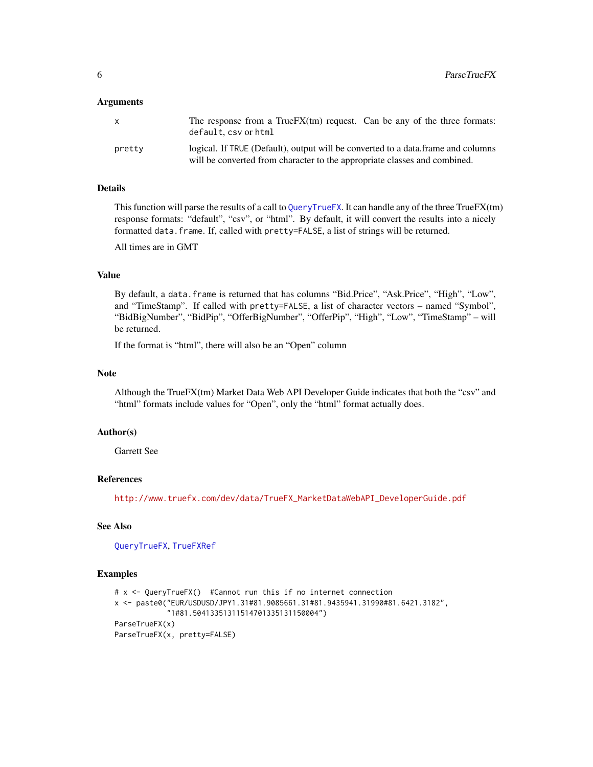### Arguments

| | |
|---|---|
| x | The response from a TrueFX(tm) request. Can be any of the three formats: `default`, `csv` or `html` |
| pretty | logical. If `TRUE` (Default), output will be converted to a data.frame and columns will be converted from character to the appropriate classes and combined. |

### Details

This function will parse the results of a call to `QueryTrueFX`. It can handle any of the three TrueFX(tm) response formats: "default", "csv", or "html". By default, it will convert the results into a nicely formatted `data.frame`. If, called with `pretty=FALSE`, a list of strings will be returned.

All times are in GMT

### Value

By default, a `data.frame` is returned that has columns "Bid.Price", "Ask.Price", "High", "Low", and "TimeStamp". If called with `pretty=FALSE`, a list of character vectors – named "Symbol", "BidBigNumber", "BidPip", "OfferBigNumber", "OfferPip", "High", "Low", "TimeStamp" – will be returned.

If the format is "html", there will also be an "Open" column

### Note

Although the TrueFX(tm) Market Data Web API Developer Guide indicates that both the "csv" and "html" formats include values for "Open", only the "html" format actually does.

### Author(s)

Garrett See

### References

http://www.truefx.com/dev/data/TrueFX_MarketDataWebAPI_DeveloperGuide.pdf

### See Also

`QueryTrueFX`, `TrueFXRef`

### Examples

```
# x <- QueryTrueFX()  #Cannot run this if no internet connection
x <- paste0("EUR/USDUSD/JPY1.31#81.9085661.31#81.9435941.31990#81.6421.3182",
            "1#81.50413351311514701335131150004")
ParseTrueFX(x)
ParseTrueFX(x, pretty=FALSE)
```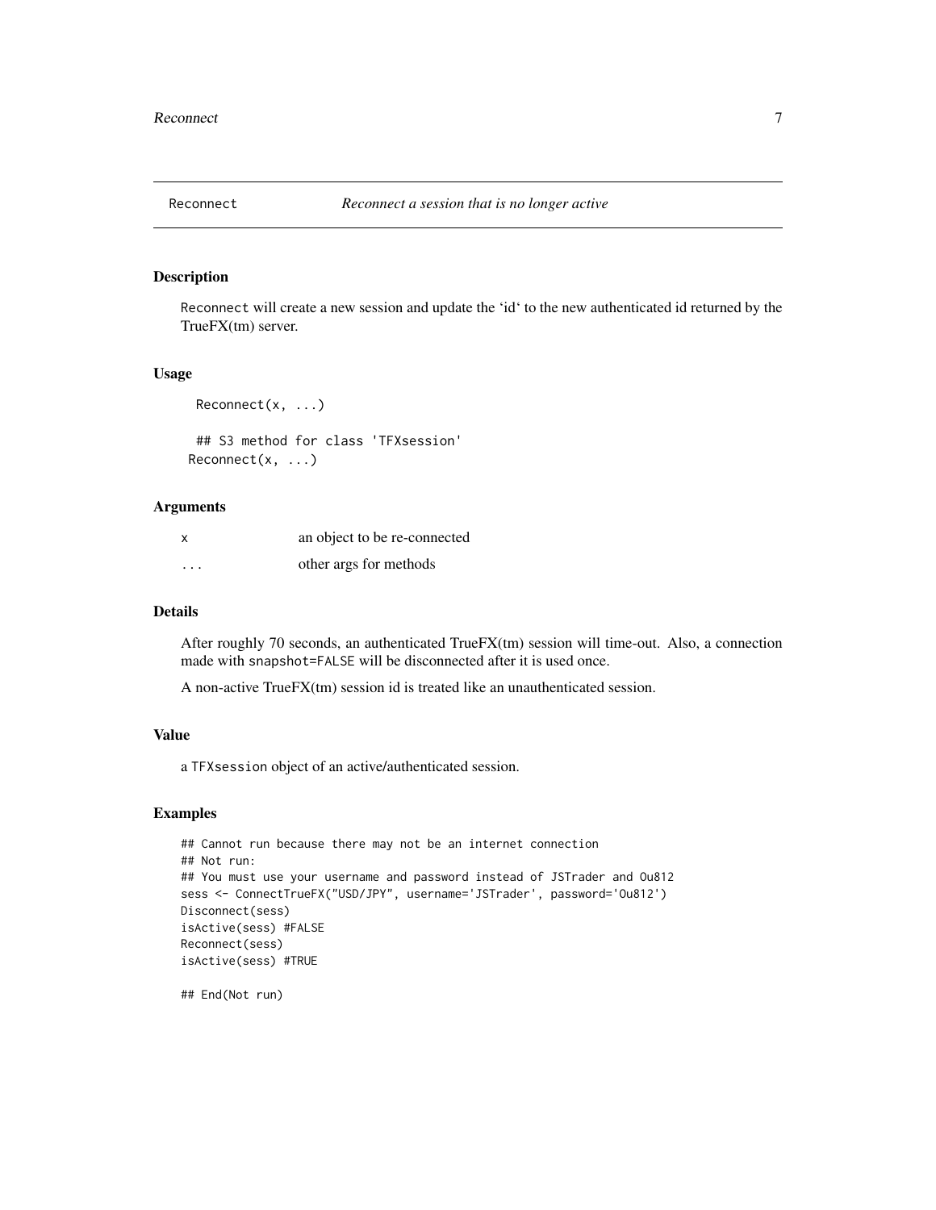## Reconnect — *Reconnect a session that is no longer active*

### Description

`Reconnect` will create a new session and update the 'id' to the new authenticated id returned by the TrueFX(tm) server.

### Usage

```
Reconnect(x, ...)

## S3 method for class 'TFXsession'
Reconnect(x, ...)
```

### Arguments

| | |
|---|---|
| `x` | an object to be re-connected |
| `...` | other args for methods |

### Details

After roughly 70 seconds, an authenticated TrueFX(tm) session will time-out. Also, a connection made with `snapshot=FALSE` will be disconnected after it is used once.

A non-active TrueFX(tm) session id is treated like an unauthenticated session.

### Value

a `TFXsession` object of an active/authenticated session.

### Examples

```
## Cannot run because there may not be an internet connection
## Not run:
## You must use your username and password instead of JSTrader and Ou812
sess <- ConnectTrueFX("USD/JPY", username='JSTrader', password='Ou812')
Disconnect(sess)
isActive(sess) #FALSE
Reconnect(sess)
isActive(sess) #TRUE

## End(Not run)
```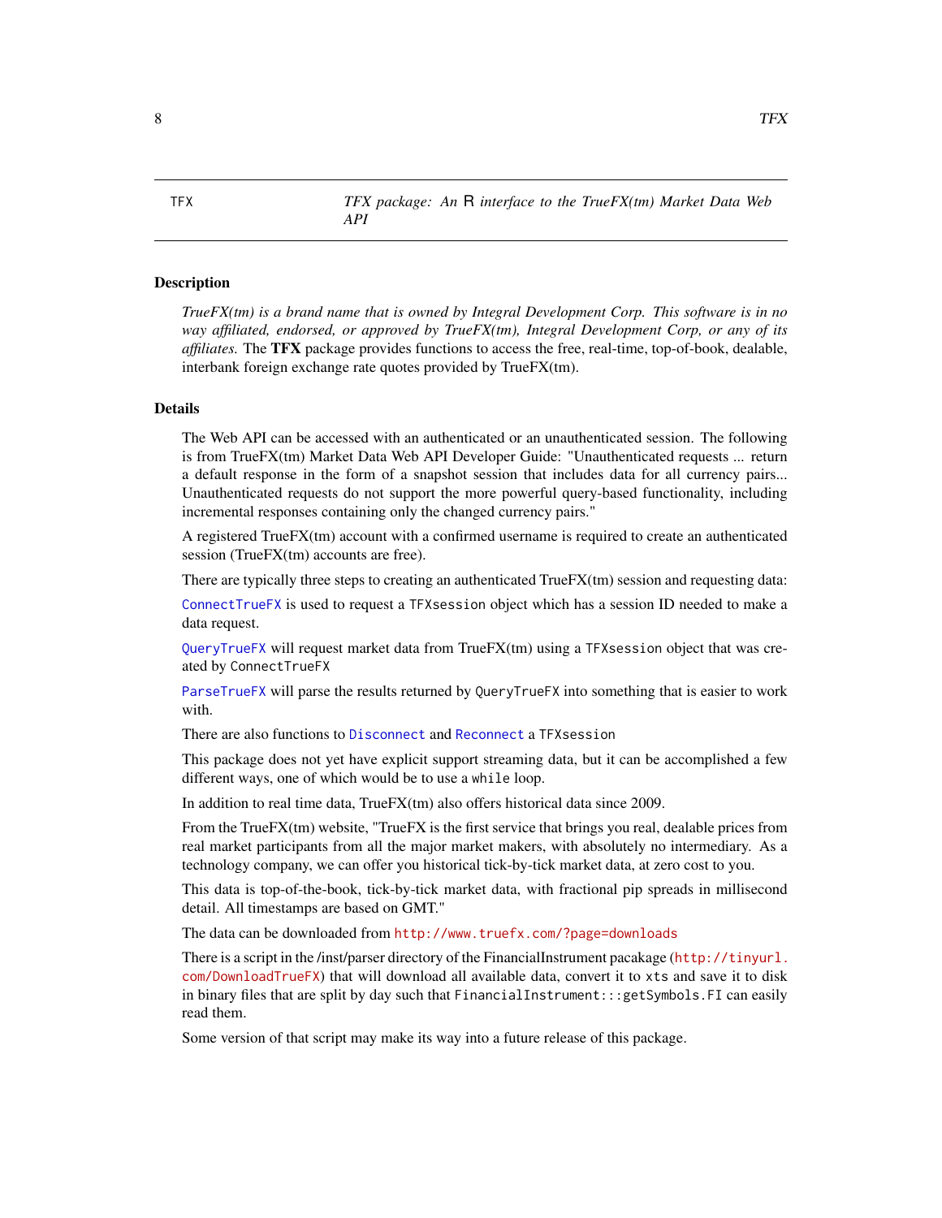TFX *TFX package: An R interface to the TrueFX(tm) Market Data Web API*

## Description

*TrueFX(tm) is a brand name that is owned by Integral Development Corp. This software is in no way affiliated, endorsed, or approved by TrueFX(tm), Integral Development Corp, or any of its affiliates.* The **TFX** package provides functions to access the free, real-time, top-of-book, dealable, interbank foreign exchange rate quotes provided by TrueFX(tm).

## Details

The Web API can be accessed with an authenticated or an unauthenticated session. The following is from TrueFX(tm) Market Data Web API Developer Guide: "Unauthenticated requests ... return a default response in the form of a snapshot session that includes data for all currency pairs... Unauthenticated requests do not support the more powerful query-based functionality, including incremental responses containing only the changed currency pairs."

A registered TrueFX(tm) account with a confirmed username is required to create an authenticated session (TrueFX(tm) accounts are free).

There are typically three steps to creating an authenticated TrueFX(tm) session and requesting data:

`ConnectTrueFX` is used to request a `TFXsession` object which has a session ID needed to make a data request.

`QueryTrueFX` will request market data from TrueFX(tm) using a `TFXsession` object that was created by `ConnectTrueFX`

`ParseTrueFX` will parse the results returned by `QueryTrueFX` into something that is easier to work with.

There are also functions to `Disconnect` and `Reconnect` a `TFXsession`

This package does not yet have explicit support streaming data, but it can be accomplished a few different ways, one of which would be to use a `while` loop.

In addition to real time data, TrueFX(tm) also offers historical data since 2009.

From the TrueFX(tm) website, "TrueFX is the first service that brings you real, dealable prices from real market participants from all the major market makers, with absolutely no intermediary. As a technology company, we can offer you historical tick-by-tick market data, at zero cost to you.

This data is top-of-the-book, tick-by-tick market data, with fractional pip spreads in millisecond detail. All timestamps are based on GMT."

The data can be downloaded from http://www.truefx.com/?page=downloads

There is a script in the /inst/parser directory of the FinancialInstrument pacakage (http://tinyurl.com/DownloadTrueFX) that will download all available data, convert it to `xts` and save it to disk in binary files that are split by day such that `FinancialInstrument:::getSymbols.FI` can easily read them.

Some version of that script may make its way into a future release of this package.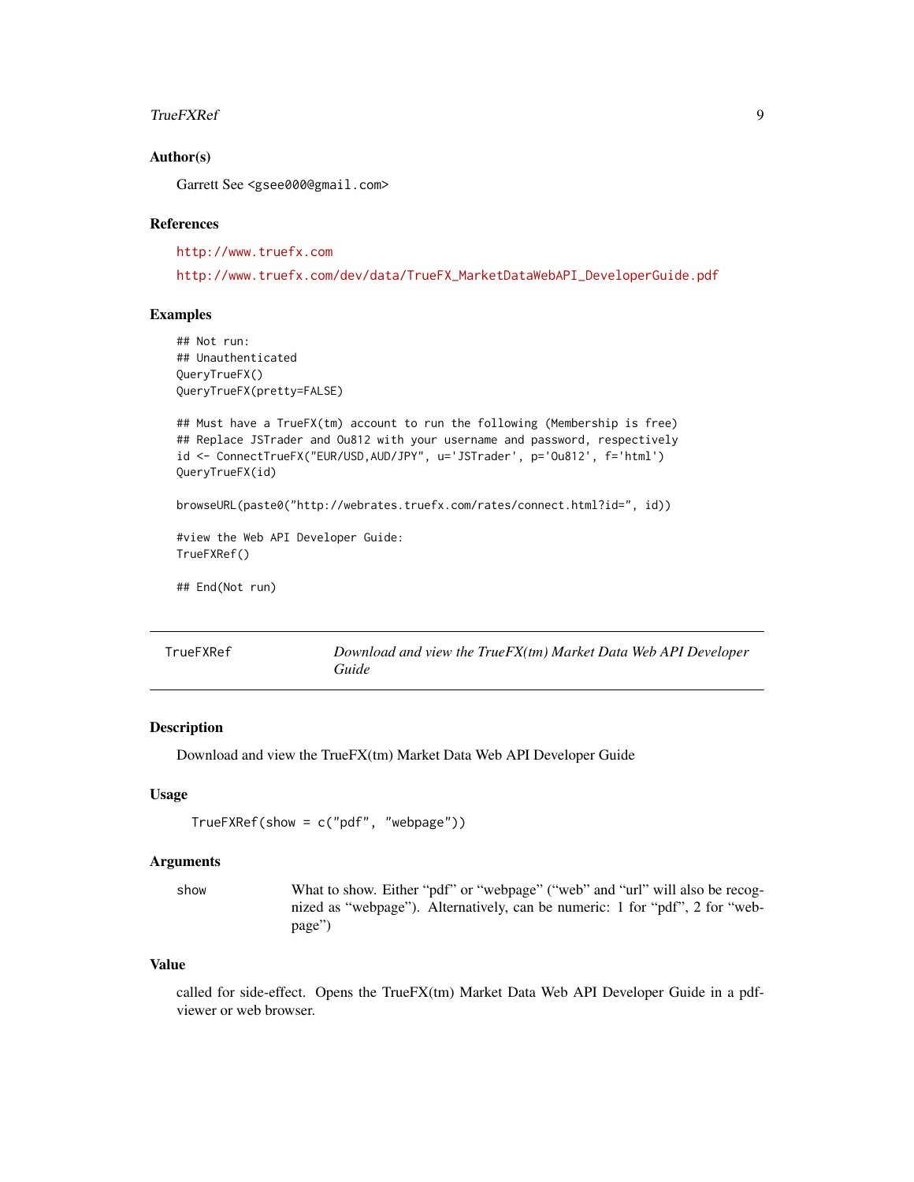### Author(s)

Garrett See <gsee000@gmail.com>

### References

http://www.truefx.com

http://www.truefx.com/dev/data/TrueFX_MarketDataWebAPI_DeveloperGuide.pdf

### Examples

```
## Not run:
## Unauthenticated
QueryTrueFX()
QueryTrueFX(pretty=FALSE)

## Must have a TrueFX(tm) account to run the following (Membership is free)
## Replace JSTrader and Ou812 with your username and password, respectively
id <- ConnectTrueFX("EUR/USD,AUD/JPY", u='JSTrader', p='Ou812', f='html')
QueryTrueFX(id)

browseURL(paste0("http://webrates.truefx.com/rates/connect.html?id=", id))

#view the Web API Developer Guide:
TrueFXRef()

## End(Not run)
```

---

## TrueFXRef — *Download and view the TrueFX(tm) Market Data Web API Developer Guide*

### Description

Download and view the TrueFX(tm) Market Data Web API Developer Guide

### Usage

```
TrueFXRef(show = c("pdf", "webpage"))
```

### Arguments

| | |
|---|---|
| show | What to show. Either "pdf" or "webpage" ("web" and "url" will also be recognized as "webpage"). Alternatively, can be numeric: 1 for "pdf", 2 for "webpage") |

### Value

called for side-effect. Opens the TrueFX(tm) Market Data Web API Developer Guide in a pdf-viewer or web browser.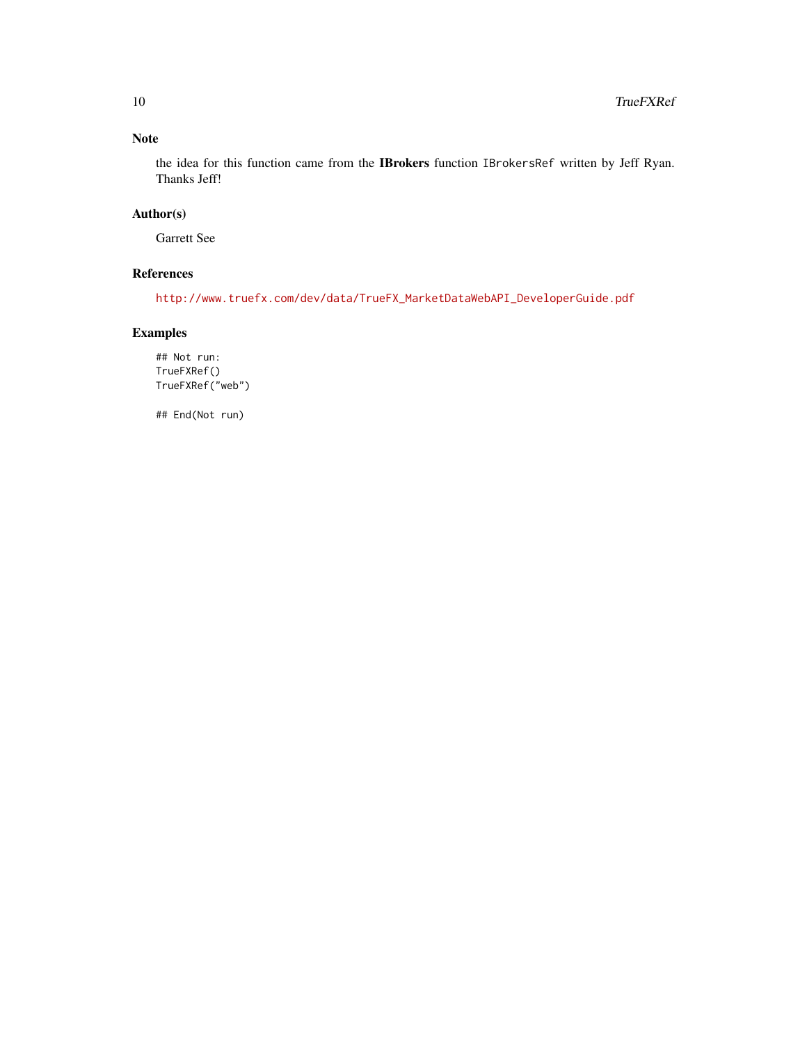## Note

the idea for this function came from the **IBrokers** function `IBrokersRef` written by Jeff Ryan. Thanks Jeff!

## Author(s)

Garrett See

## References

http://www.truefx.com/dev/data/TrueFX_MarketDataWebAPI_DeveloperGuide.pdf

## Examples

```
## Not run:
TrueFXRef()
TrueFXRef("web")

## End(Not run)
```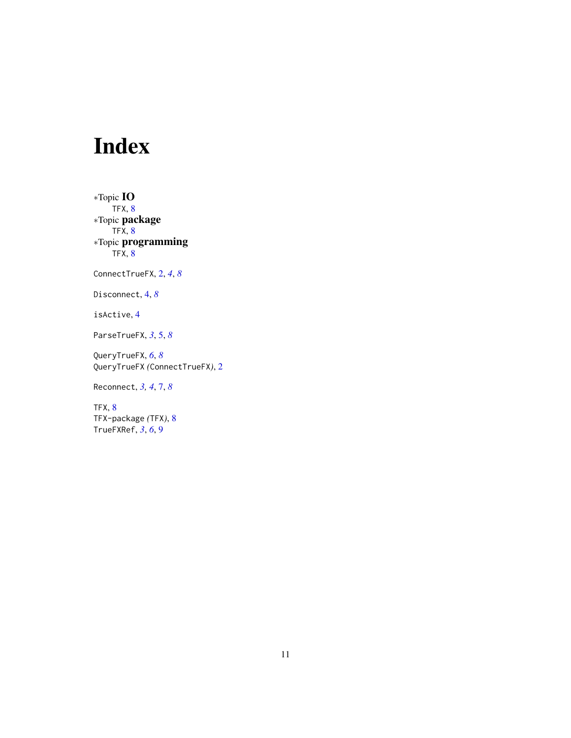# Index

∗Topic **IO**
    TFX, 8
∗Topic **package**
    TFX, 8
∗Topic **programming**
    TFX, 8

ConnectTrueFX, 2, *4*, *8*

Disconnect, 4, *8*

isActive, 4

ParseTrueFX, *3*, 5, *8*

QueryTrueFX, *6*, *8*
QueryTrueFX *(*ConnectTrueFX*)*, 2

Reconnect, *3, 4*, 7, *8*

TFX, 8
TFX-package *(*TFX*)*, 8
TrueFXRef, *3*, *6*, 9